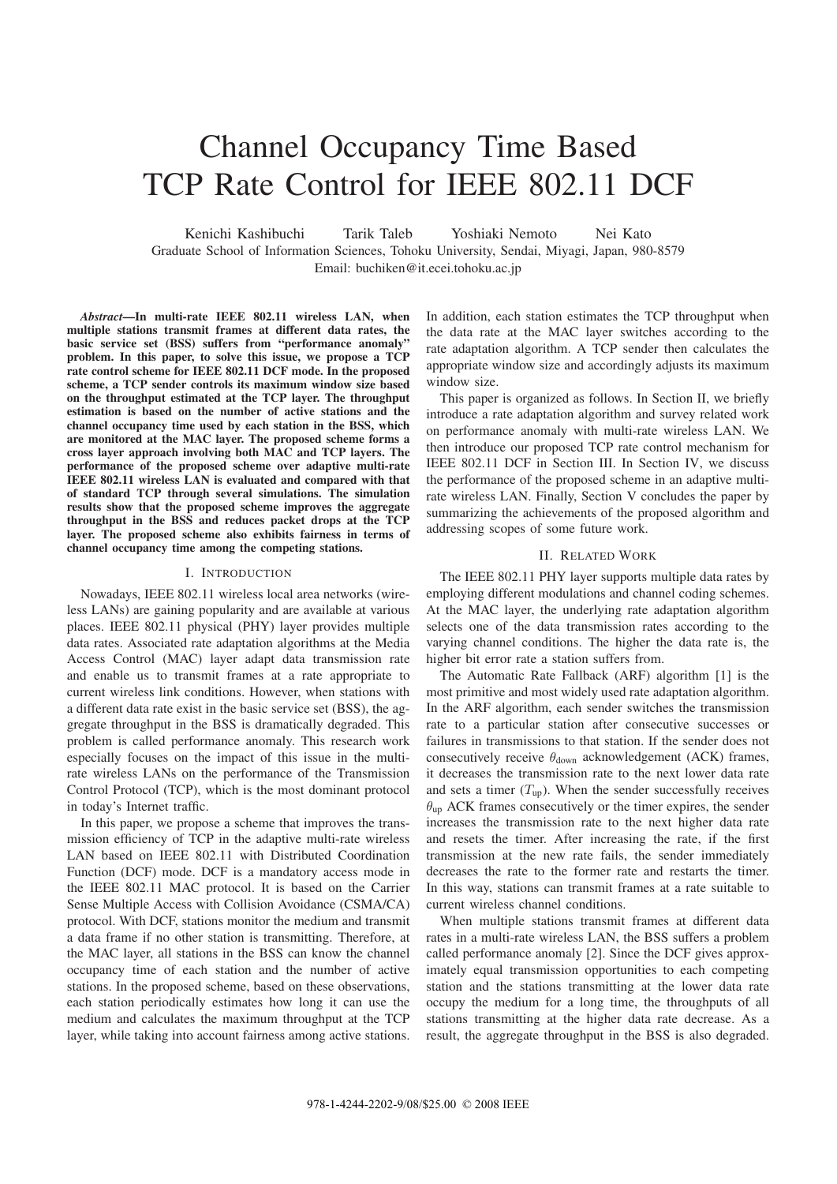# Channel Occupancy Time Based TCP Rate Control for IEEE 802.11 DCF

Kenichi Kashibuchi Tarik Taleb Yoshiaki Nemoto Nei Kato

Graduate School of Information Sciences, Tohoku University, Sendai, Miyagi, Japan, 980-8579

Email: buchiken@it.ecei.tohoku.ac.jp

***Abstract*—In multi-rate IEEE 802.11 wireless LAN, when multiple stations transmit frames at different data rates, the basic service set (BSS) suffers from "performance anomaly" problem. In this paper, to solve this issue, we propose a TCP rate control scheme for IEEE 802.11 DCF mode. In the proposed scheme, a TCP sender controls its maximum window size based on the throughput estimated at the TCP layer. The throughput estimation is based on the number of active stations and the channel occupancy time used by each station in the BSS, which are monitored at the MAC layer. The proposed scheme forms a cross layer approach involving both MAC and TCP layers. The performance of the proposed scheme over adaptive multi-rate IEEE 802.11 wireless LAN is evaluated and compared with that of standard TCP through several simulations. The simulation results show that the proposed scheme improves the aggregate throughput in the BSS and reduces packet drops at the TCP layer. The proposed scheme also exhibits fairness in terms of channel occupancy time among the competing stations.**

## I. Introduction

Nowadays, IEEE 802.11 wireless local area networks (wireless LANs) are gaining popularity and are available at various places. IEEE 802.11 physical (PHY) layer provides multiple data rates. Associated rate adaptation algorithms at the Media Access Control (MAC) layer adapt data transmission rate and enable us to transmit frames at a rate appropriate to current wireless link conditions. However, when stations with a different data rate exist in the basic service set (BSS), the aggregate throughput in the BSS is dramatically degraded. This problem is called performance anomaly. This research work especially focuses on the impact of this issue in the multi-rate wireless LANs on the performance of the Transmission Control Protocol (TCP), which is the most dominant protocol in today's Internet traffic.

In this paper, we propose a scheme that improves the transmission efficiency of TCP in the adaptive multi-rate wireless LAN based on IEEE 802.11 with Distributed Coordination Function (DCF) mode. DCF is a mandatory access mode in the IEEE 802.11 MAC protocol. It is based on the Carrier Sense Multiple Access with Collision Avoidance (CSMA/CA) protocol. With DCF, stations monitor the medium and transmit a data frame if no other station is transmitting. Therefore, at the MAC layer, all stations in the BSS can know the channel occupancy time of each station and the number of active stations. In the proposed scheme, based on these observations, each station periodically estimates how long it can use the medium and calculates the maximum throughput at the TCP layer, while taking into account fairness among active stations. In addition, each station estimates the TCP throughput when the data rate at the MAC layer switches according to the rate adaptation algorithm. A TCP sender then calculates the appropriate window size and accordingly adjusts its maximum window size.

This paper is organized as follows. In Section II, we briefly introduce a rate adaptation algorithm and survey related work on performance anomaly with multi-rate wireless LAN. We then introduce our proposed TCP rate control mechanism for IEEE 802.11 DCF in Section III. In Section IV, we discuss the performance of the proposed scheme in an adaptive multi-rate wireless LAN. Finally, Section V concludes the paper by summarizing the achievements of the proposed algorithm and addressing scopes of some future work.

## II. Related Work

The IEEE 802.11 PHY layer supports multiple data rates by employing different modulations and channel coding schemes. At the MAC layer, the underlying rate adaptation algorithm selects one of the data transmission rates according to the varying channel conditions. The higher the data rate is, the higher bit error rate a station suffers from.

The Automatic Rate Fallback (ARF) algorithm [1] is the most primitive and most widely used rate adaptation algorithm. In the ARF algorithm, each sender switches the transmission rate to a particular station after consecutive successes or failures in transmissions to that station. If the sender does not consecutively receive $\theta_{\text{down}}$ acknowledgement (ACK) frames, it decreases the transmission rate to the next lower data rate and sets a timer ($T_{\text{up}}$). When the sender successfully receives $\theta_{\text{up}}$ ACK frames consecutively or the timer expires, the sender increases the transmission rate to the next higher data rate and resets the timer. After increasing the rate, if the first transmission at the new rate fails, the sender immediately decreases the rate to the former rate and restarts the timer. In this way, stations can transmit frames at a rate suitable to current wireless channel conditions.

When multiple stations transmit frames at different data rates in a multi-rate wireless LAN, the BSS suffers a problem called performance anomaly [2]. Since the DCF gives approximately equal transmission opportunities to each competing station and the stations transmitting at the lower data rate occupy the medium for a long time, the throughputs of all stations transmitting at the higher data rate decrease. As a result, the aggregate throughput in the BSS is also degraded.

978-1-4244-2202-9/08/$25.00 © 2008 IEEE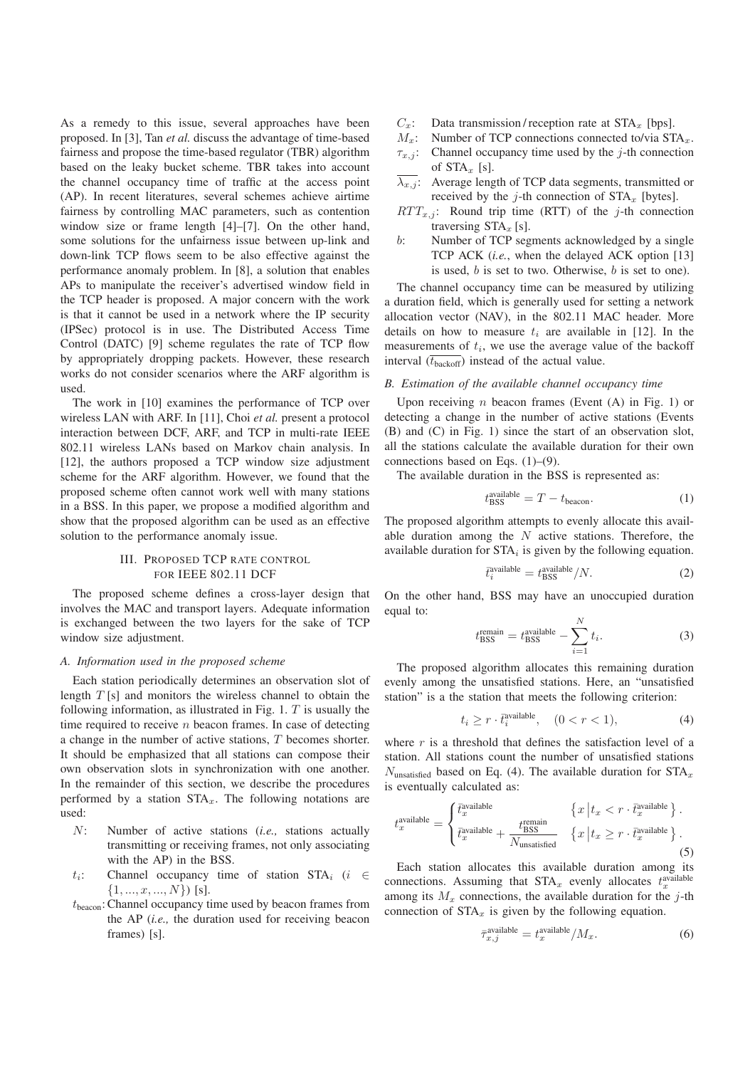As a remedy to this issue, several approaches have been proposed. In [3], Tan *et al.* discuss the advantage of time-based fairness and propose the time-based regulator (TBR) algorithm based on the leaky bucket scheme. TBR takes into account the channel occupancy time of traffic at the access point (AP). In recent literatures, several schemes achieve airtime fairness by controlling MAC parameters, such as contention window size or frame length [4]–[7]. On the other hand, some solutions for the unfairness issue between up-link and down-link TCP flows seem to be also effective against the performance anomaly problem. In [8], a solution that enables APs to manipulate the receiver's advertised window field in the TCP header is proposed. A major concern with the work is that it cannot be used in a network where the IP security (IPSec) protocol is in use. The Distributed Access Time Control (DATC) [9] scheme regulates the rate of TCP flow by appropriately dropping packets. However, these research works do not consider scenarios where the ARF algorithm is used.

The work in [10] examines the performance of TCP over wireless LAN with ARF. In [11], Choi *et al.* present a protocol interaction between DCF, ARF, and TCP in multi-rate IEEE 802.11 wireless LANs based on Markov chain analysis. In [12], the authors proposed a TCP window size adjustment scheme for the ARF algorithm. However, we found that the proposed scheme often cannot work well with many stations in a BSS. In this paper, we propose a modified algorithm and show that the proposed algorithm can be used as an effective solution to the performance anomaly issue.

## III. Proposed TCP Rate Control for IEEE 802.11 DCF

The proposed scheme defines a cross-layer design that involves the MAC and transport layers. Adequate information is exchanged between the two layers for the sake of TCP window size adjustment.

### A. Information used in the proposed scheme

Each station periodically determines an observation slot of length $T$ [s] and monitors the wireless channel to obtain the following information, as illustrated in Fig. 1. $T$ is usually the time required to receive $n$ beacon frames. In case of detecting a change in the number of active stations, $T$ becomes shorter. It should be emphasized that all stations can compose their own observation slots in synchronization with one another. In the remainder of this section, we describe the procedures performed by a station $\text{STA}_x$. The following notations are used:

- $N$: Number of active stations (*i.e.,* stations actually transmitting or receiving frames, not only associating with the AP) in the BSS.
- $t_i$: Channel occupancy time of station $\text{STA}_i$ ($i \in \{1, ..., x, ..., N\}$) [s].
- $t_{\text{beacon}}$: Channel occupancy time used by beacon frames from the AP (*i.e.,* the duration used for receiving beacon frames) [s].
- $C_x$: Data transmission / reception rate at $\text{STA}_x$ [bps].
- $M_x$: Number of TCP connections connected to/via $\text{STA}_x$.
- $\tau_{x,j}$: Channel occupancy time used by the $j$-th connection of $\text{STA}_x$ [s].
- $\overline{\lambda_{x,j}}$: Average length of TCP data segments, transmitted or received by the $j$-th connection of $\text{STA}_x$ [bytes].
- $RTT_{x,j}$: Round trip time (RTT) of the $j$-th connection traversing $\text{STA}_x$ [s].
- $b$: Number of TCP segments acknowledged by a single TCP ACK (*i.e.*, when the delayed ACK option [13] is used, $b$ is set to two. Otherwise, $b$ is set to one).

The channel occupancy time can be measured by utilizing a duration field, which is generally used for setting a network allocation vector (NAV), in the 802.11 MAC header. More details on how to measure $t_i$ are available in [12]. In the measurements of $t_i$, we use the average value of the backoff interval ($\overline{t_{\text{backoff}}}$) instead of the actual value.

### B. Estimation of the available channel occupancy time

Upon receiving $n$ beacon frames (Event (A) in Fig. 1) or detecting a change in the number of active stations (Events (B) and (C) in Fig. 1) since the start of an observation slot, all the stations calculate the available duration for their own connections based on Eqs. (1)–(9).

The available duration in the BSS is represented as:

$$t_{\text{BSS}}^{\text{available}} = T - t_{\text{beacon}}. \tag{1}$$

The proposed algorithm attempts to evenly allocate this available duration among the $N$ active stations. Therefore, the available duration for $\text{STA}_i$ is given by the following equation.

$$\bar{t}_i^{\text{available}} = t_{\text{BSS}}^{\text{available}} / N. \tag{2}$$

On the other hand, BSS may have an unoccupied duration equal to:

$$t_{\text{BSS}}^{\text{remain}} = t_{\text{BSS}}^{\text{available}} - \sum_{i=1}^{N} t_i. \tag{3}$$

The proposed algorithm allocates this remaining duration evenly among the unsatisfied stations. Here, an "unsatisfied station" is a the station that meets the following criterion:

$$t_i \geq r \cdot \bar{t}_i^{\text{available}}, \quad (0 < r < 1), \tag{4}$$

where $r$ is a threshold that defines the satisfaction level of a station. All stations count the number of unsatisfied stations $N_{\text{unsatisfied}}$ based on Eq. (4). The available duration for $\text{STA}_x$ is eventually calculated as:

$$t_x^{\text{available}} = \begin{cases} \bar{t}_x^{\text{available}} & \left\{ x \,\middle|\, t_x < r \cdot \bar{t}_x^{\text{available}} \right\}. \\ \bar{t}_x^{\text{available}} + \dfrac{t_{\text{BSS}}^{\text{remain}}}{N_{\text{unsatisfied}}} & \left\{ x \,\middle|\, t_x \geq r \cdot \bar{t}_x^{\text{available}} \right\}. \end{cases} \tag{5}$$

Each station allocates this available duration among its connections. Assuming that $\text{STA}_x$ evenly allocates $t_x^{\text{available}}$ among its $M_x$ connections, the available duration for the $j$-th connection of $\text{STA}_x$ is given by the following equation.

$$\bar{\tau}_{x,j}^{\text{available}} = t_x^{\text{available}} / M_x. \tag{6}$$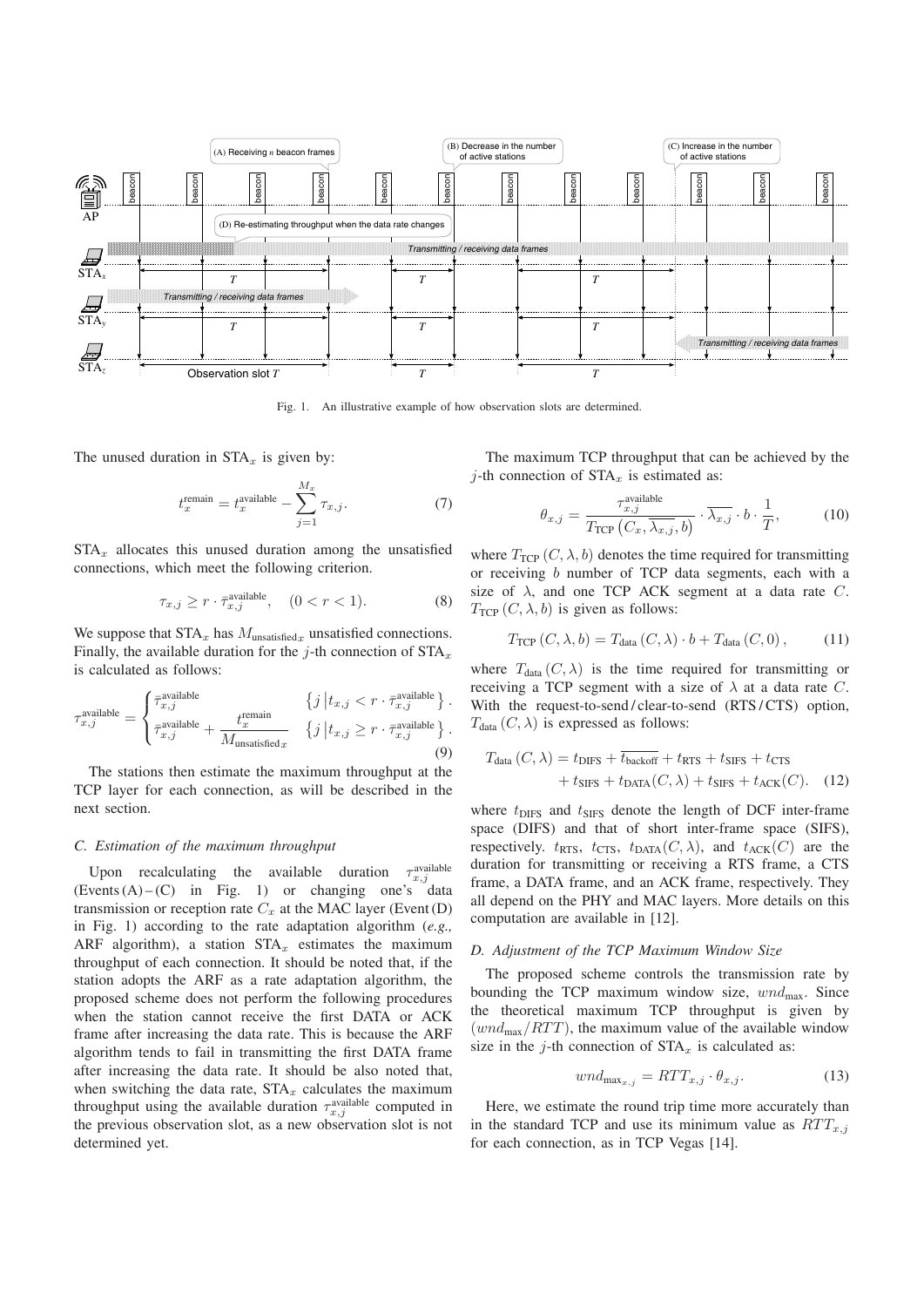(A) Receiving $n$ beacon frames

(B) Decrease in the number of active stations

(C) Increase in the number of active stations

(D) Re-estimating throughput when the data rate changes

AP

beacon

Transmitting / receiving data frames

$\text{STA}_x$

$\text{STA}_y$

$\text{STA}_z$

$T$

Observation slot $T$

Fig. 1. An illustrative example of how observation slots are determined.

The unused duration in $\text{STA}_x$ is given by:

$$t_x^{\text{remain}} = t_x^{\text{available}} - \sum_{j=1}^{M_x} \tau_{x,j}. \tag{7}$$

$\text{STA}_x$ allocates this unused duration among the unsatisfied connections, which meet the following criterion.

$$\tau_{x,j} \geq r \cdot \bar{\tau}_{x,j}^{\text{available}}, \quad (0 < r < 1). \tag{8}$$

We suppose that $\text{STA}_x$ has $M_{\text{unsatisfied}\,x}$ unsatisfied connections. Finally, the available duration for the $j$-th connection of $\text{STA}_x$ is calculated as follows:

$$\tau_{x,j}^{\text{available}} = \begin{cases} \bar{\tau}_{x,j}^{\text{available}} & \left\{ j \,\middle|\, t_{x,j} < r \cdot \bar{\tau}_{x,j}^{\text{available}} \right\}. \\ \bar{\tau}_{x,j}^{\text{available}} + \dfrac{t_x^{\text{remain}}}{M_{\text{unsatisfied}\,x}} & \left\{ j \,\middle|\, t_{x,j} \geq r \cdot \bar{\tau}_{x,j}^{\text{available}} \right\}. \end{cases} \tag{9}$$

The stations then estimate the maximum throughput at the TCP layer for each connection, as will be described in the next section.

### C. Estimation of the maximum throughput

Upon recalculating the available duration $\tau_{x,j}^{\text{available}}$ (Events (A) – (C) in Fig. 1) or changing one's data transmission or reception rate $C_x$ at the MAC layer (Event (D) in Fig. 1) according to the rate adaptation algorithm (*e.g.,* ARF algorithm), a station $\text{STA}_x$ estimates the maximum throughput of each connection. It should be noted that, if the station adopts the ARF as a rate adaptation algorithm, the proposed scheme does not perform the following procedures when the station cannot receive the first DATA or ACK frame after increasing the data rate. This is because the ARF algorithm tends to fail in transmitting the first DATA frame after increasing the data rate. It should be also noted that, when switching the data rate, $\text{STA}_x$ calculates the maximum throughput using the available duration $\tau_{x,j}^{\text{available}}$ computed in the previous observation slot, as a new observation slot is not determined yet.

The maximum TCP throughput that can be achieved by the $j$-th connection of $\text{STA}_x$ is estimated as:

$$\theta_{x,j} = \frac{\tau_{x,j}^{\text{available}}}{T_{\text{TCP}}\left(C_x, \overline{\lambda_{x,j}}, b\right)} \cdot \overline{\lambda_{x,j}} \cdot b \cdot \frac{1}{T}, \tag{10}$$

where $T_{\text{TCP}}(C, \lambda, b)$ denotes the time required for transmitting or receiving $b$ number of TCP data segments, each with a size of $\lambda$, and one TCP ACK segment at a data rate $C$. $T_{\text{TCP}}(C, \lambda, b)$ is given as follows:

$$T_{\text{TCP}}(C, \lambda, b) = T_{\text{data}}(C, \lambda) \cdot b + T_{\text{data}}(C, 0), \tag{11}$$

where $T_{\text{data}}(C, \lambda)$ is the time required for transmitting or receiving a TCP segment with a size of $\lambda$ at a data rate $C$. With the request-to-send / clear-to-send (RTS / CTS) option, $T_{\text{data}}(C, \lambda)$ is expressed as follows:

$$\begin{aligned} T_{\text{data}}(C, \lambda) = {} & t_{\text{DIFS}} + \overline{t_{\text{backoff}}} + t_{\text{RTS}} + t_{\text{SIFS}} + t_{\text{CTS}} \\ & + t_{\text{SIFS}} + t_{\text{DATA}}(C, \lambda) + t_{\text{SIFS}} + t_{\text{ACK}}(C). \end{aligned} \tag{12}$$

where $t_{\text{DIFS}}$ and $t_{\text{SIFS}}$ denote the length of DCF inter-frame space (DIFS) and that of short inter-frame space (SIFS), respectively. $t_{\text{RTS}}$, $t_{\text{CTS}}$, $t_{\text{DATA}}(C, \lambda)$, and $t_{\text{ACK}}(C)$ are the duration for transmitting or receiving a RTS frame, a CTS frame, a DATA frame, and an ACK frame, respectively. They all depend on the PHY and MAC layers. More details on this computation are available in [12].

### D. Adjustment of the TCP Maximum Window Size

The proposed scheme controls the transmission rate by bounding the TCP maximum window size, $wnd_{\max}$. Since the theoretical maximum TCP throughput is given by $(wnd_{\max}/RTT)$, the maximum value of the available window size in the $j$-th connection of $\text{STA}_x$ is calculated as:

$$wnd_{\max_{x,j}} = RTT_{x,j} \cdot \theta_{x,j}. \tag{13}$$

Here, we estimate the round trip time more accurately than in the standard TCP and use its minimum value as $RTT_{x,j}$ for each connection, as in TCP Vegas [14].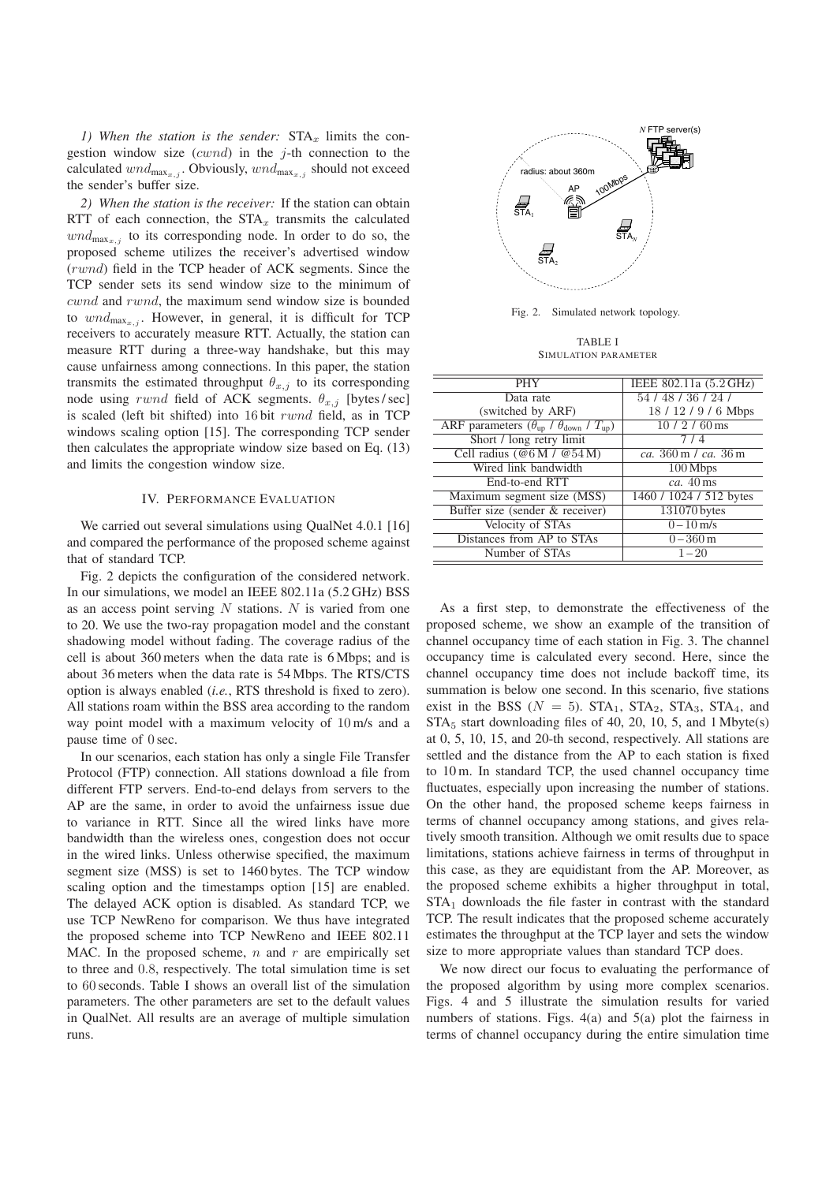*1) When the station is the sender:* $\mathrm{STA}_x$ limits the congestion window size ($cwnd$) in the $j$-th connection to the calculated $wnd_{\max_{x,j}}$. Obviously, $wnd_{\max_{x,j}}$ should not exceed the sender's buffer size.

*2) When the station is the receiver:* If the station can obtain RTT of each connection, the $\mathrm{STA}_x$ transmits the calculated $wnd_{\max_{x,j}}$ to its corresponding node. In order to do so, the proposed scheme utilizes the receiver's advertised window ($rwnd$) field in the TCP header of ACK segments. Since the TCP sender sets its send window size to the minimum of $cwnd$ and $rwnd$, the maximum send window size is bounded to $wnd_{\max_{x,j}}$. However, in general, it is difficult for TCP receivers to accurately measure RTT. Actually, the station can measure RTT during a three-way handshake, but this may cause unfairness among connections. In this paper, the station transmits the estimated throughput $\theta_{x,j}$ to its corresponding node using $rwnd$ field of ACK segments. $\theta_{x,j}$ [bytes/sec] is scaled (left bit shifted) into 16 bit $rwnd$ field, as in TCP windows scaling option [15]. The corresponding TCP sender then calculates the appropriate window size based on Eq. (13) and limits the congestion window size.

## IV. Performance Evaluation

We carried out several simulations using QualNet 4.0.1 [16] and compared the performance of the proposed scheme against that of standard TCP.

Fig. 2 depicts the configuration of the considered network. In our simulations, we model an IEEE 802.11a (5.2 GHz) BSS as an access point serving $N$ stations. $N$ is varied from one to 20. We use the two-ray propagation model and the constant shadowing model without fading. The coverage radius of the cell is about 360 meters when the data rate is 6 Mbps; and is about 36 meters when the data rate is 54 Mbps. The RTS/CTS option is always enabled (*i.e.*, RTS threshold is fixed to zero). All stations roam within the BSS area according to the random way point model with a maximum velocity of 10 m/s and a pause time of 0 sec.

In our scenarios, each station has only a single File Transfer Protocol (FTP) connection. All stations download a file from different FTP servers. End-to-end delays from servers to the AP are the same, in order to avoid the unfairness issue due to variance in RTT. Since all the wired links have more bandwidth than the wireless ones, congestion does not occur in the wired links. Unless otherwise specified, the maximum segment size (MSS) is set to 1460 bytes. The TCP window scaling option and the timestamps option [15] are enabled. The delayed ACK option is disabled. As standard TCP, we use TCP NewReno for comparison. We thus have integrated the proposed scheme into TCP NewReno and IEEE 802.11 MAC. In the proposed scheme, $n$ and $r$ are empirically set to three and 0.8, respectively. The total simulation time is set to 60 seconds. Table I shows an overall list of the simulation parameters. The other parameters are set to the default values in QualNet. All results are an average of multiple simulation runs.

Fig. 2. Simulated network topology.

TABLE I
SIMULATION PARAMETER

| PHY | IEEE 802.11a (5.2 GHz) |
|---|---|
| Data rate (switched by ARF) | 54 / 48 / 36 / 24 / 18 / 12 / 9 / 6 Mbps |
| ARF parameters ($\theta_{\text{up}}$ / $\theta_{\text{down}}$ / $T_{\text{up}}$) | 10 / 2 / 60 ms |
| Short / long retry limit | 7 / 4 |
| Cell radius (@6 M / @54 M) | *ca.* 360 m / *ca.* 36 m |
| Wired link bandwidth | 100 Mbps |
| End-to-end RTT | *ca.* 40 ms |
| Maximum segment size (MSS) | 1460 / 1024 / 512 bytes |
| Buffer size (sender & receiver) | 131070 bytes |
| Velocity of STAs | 0 – 10 m/s |
| Distances from AP to STAs | 0 – 360 m |
| Number of STAs | 1 – 20 |

As a first step, to demonstrate the effectiveness of the proposed scheme, we show an example of the transition of channel occupancy time of each station in Fig. 3. The channel occupancy time is calculated every second. Here, since the channel occupancy time does not include backoff time, its summation is below one second. In this scenario, five stations exist in the BSS ($N = 5$). $\mathrm{STA}_1$, $\mathrm{STA}_2$, $\mathrm{STA}_3$, $\mathrm{STA}_4$, and $\mathrm{STA}_5$ start downloading files of 40, 20, 10, 5, and 1 Mbyte(s) at 0, 5, 10, 15, and 20-th second, respectively. All stations are settled and the distance from the AP to each station is fixed to 10 m. In standard TCP, the used channel occupancy time fluctuates, especially upon increasing the number of stations. On the other hand, the proposed scheme keeps fairness in terms of channel occupancy among stations, and gives relatively smooth transition. Although we omit results due to space limitations, stations achieve fairness in terms of throughput in this case, as they are equidistant from the AP. Moreover, as the proposed scheme exhibits a higher throughput in total, $\mathrm{STA}_1$ downloads the file faster in contrast with the standard TCP. The result indicates that the proposed scheme accurately estimates the throughput at the TCP layer and sets the window size to more appropriate values than standard TCP does.

We now direct our focus to evaluating the performance of the proposed algorithm by using more complex scenarios. Figs. 4 and 5 illustrate the simulation results for varied numbers of stations. Figs. 4(a) and 5(a) plot the fairness in terms of channel occupancy during the entire simulation time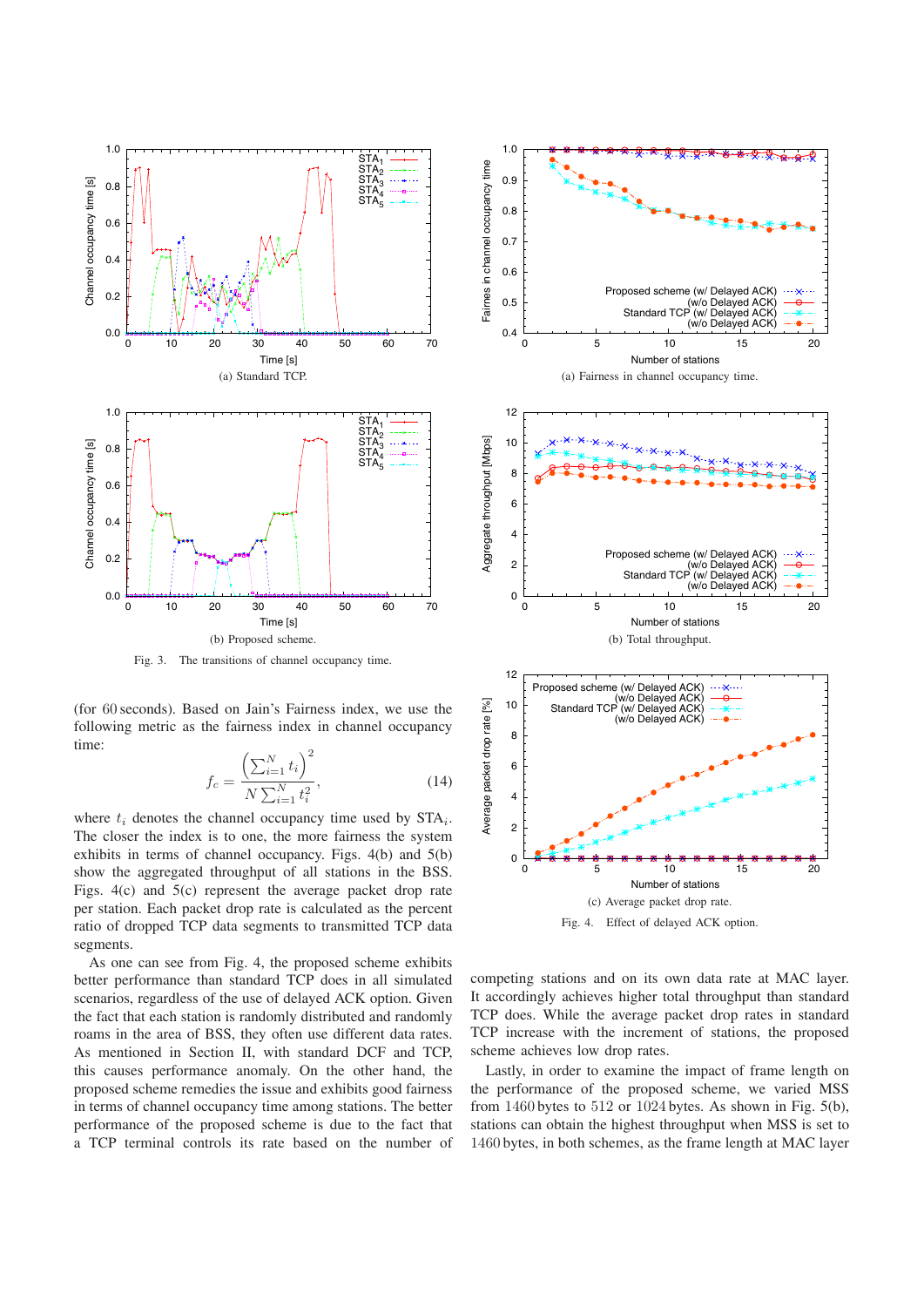Channel occupancy time [s]
1.0
0.8
0.6
0.4
0.2
0.0
0 10 20 30 40 50 60 70
Time [s]
STA$_1$
STA$_2$
STA$_3$
STA$_4$
STA$_5$

(a) Standard TCP.

Channel occupancy time [s]
1.0
0.8
0.6
0.4
0.2
0.0
0 10 20 30 40 50 60 70
Time [s]
STA$_1$
STA$_2$
STA$_3$
STA$_4$
STA$_5$

(b) Proposed scheme.

Fig. 3. The transitions of channel occupancy time.

Fairnes in channel occupancy time
1.0
0.9
0.8
0.7
0.6
0.5
0.4
0 5 10 15 20
Number of stations
Proposed scheme (w/ Delayed ACK)
(w/o Delayed ACK)
Standard TCP (w/ Delayed ACK)
(w/o Delayed ACK)

(a) Fairness in channel occupancy time.

Aggregate throughput [Mbps]
12
10
8
6
4
2
0
0 5 10 15 20
Number of stations
Proposed scheme (w/ Delayed ACK)
(w/o Delayed ACK)
Standard TCP (w/ Delayed ACK)
(w/o Delayed ACK)

(b) Total throughput.

Average packet drop rate [%]
12
10
8
6
4
2
0
0 5 10 15 20
Number of stations
Proposed scheme (w/ Delayed ACK)
(w/o Delayed ACK)
Standard TCP (w/ Delayed ACK)
(w/o Delayed ACK)

(c) Average packet drop rate.

Fig. 4. Effect of delayed ACK option.

(for 60 seconds). Based on Jain's Fairness index, we use the following metric as the fairness index in channel occupancy time:

$$f_c = \frac{\left(\sum_{i=1}^{N} t_i\right)^2}{N \sum_{i=1}^{N} t_i^2}, \tag{14}$$

where $t_i$ denotes the channel occupancy time used by STA$_i$. The closer the index is to one, the more fairness the system exhibits in terms of channel occupancy. Figs. 4(b) and 5(b) show the aggregated throughput of all stations in the BSS. Figs. 4(c) and 5(c) represent the average packet drop rate per station. Each packet drop rate is calculated as the percent ratio of dropped TCP data segments to transmitted TCP data segments.

As one can see from Fig. 4, the proposed scheme exhibits better performance than standard TCP does in all simulated scenarios, regardless of the use of delayed ACK option. Given the fact that each station is randomly distributed and randomly roams in the area of BSS, they often use different data rates. As mentioned in Section II, with standard DCF and TCP, this causes performance anomaly. On the other hand, the proposed scheme remedies the issue and exhibits good fairness in terms of channel occupancy time among stations. The better performance of the proposed scheme is due to the fact that a TCP terminal controls its rate based on the number of competing stations and on its own data rate at MAC layer. It accordingly achieves higher total throughput than standard TCP does. While the average packet drop rates in standard TCP increase with the increment of stations, the proposed scheme achieves low drop rates.

Lastly, in order to examine the impact of frame length on the performance of the proposed scheme, we varied MSS from 1460 bytes to 512 or 1024 bytes. As shown in Fig. 5(b), stations can obtain the highest throughput when MSS is set to 1460 bytes, in both schemes, as the frame length at MAC layer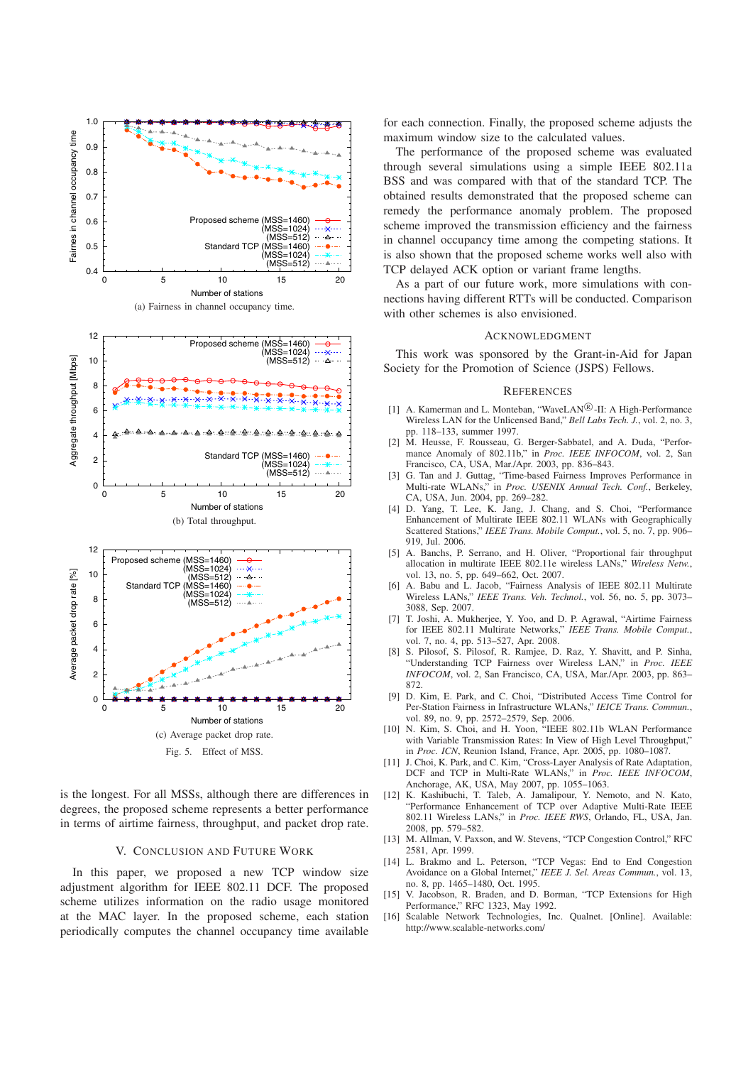Faires in channel occupancy time

1.0
0.9
0.8
0.7
0.6
0.5
0.4

0 5 10 15 20

Number of stations

Proposed scheme (MSS=1460)
(MSS=1024)
(MSS=512)
Standard TCP (MSS=1460)
(MSS=1024)
(MSS=512)

(a) Fairness in channel occupancy time.

Aggregate throughput [Mbps]

12
10
8
6
4
2
0

0 5 10 15 20

Number of stations

Proposed scheme (MSS=1460)
(MSS=1024)
(MSS=512)
Standard TCP (MSS=1460)
(MSS=1024)
(MSS=512)

(b) Total throughput.

Average packet drop rate [%]

12
10
8
6
4
2
0

0 5 10 15 20

Number of stations

Proposed scheme (MSS=1460)
(MSS=1024)
(MSS=512)
Standard TCP (MSS=1460)
(MSS=1024)
(MSS=512)

(c) Average packet drop rate.

Fig. 5. Effect of MSS.

is the longest. For all MSSs, although there are differences in degrees, the proposed scheme represents a better performance in terms of airtime fairness, throughput, and packet drop rate.

## V. Conclusion and Future Work

In this paper, we proposed a new TCP window size adjustment algorithm for IEEE 802.11 DCF. The proposed scheme utilizes information on the radio usage monitored at the MAC layer. In the proposed scheme, each station periodically computes the channel occupancy time available for each connection. Finally, the proposed scheme adjusts the maximum window size to the calculated values.

The performance of the proposed scheme was evaluated through several simulations using a simple IEEE 802.11a BSS and was compared with that of the standard TCP. The obtained results demonstrated that the proposed scheme can remedy the performance anomaly problem. The proposed scheme improved the transmission efficiency and the fairness in channel occupancy time among the competing stations. It is also shown that the proposed scheme works well also with TCP delayed ACK option or variant frame lengths.

As a part of our future work, more simulations with connections having different RTTs will be conducted. Comparison with other schemes is also envisioned.

## Acknowledgment

This work was sponsored by the Grant-in-Aid for Japan Society for the Promotion of Science (JSPS) Fellows.

## References

[1] A. Kamerman and L. Monteban, "WaveLAN®-II: A High-Performance Wireless LAN for the Unlicensed Band," *Bell Labs Tech. J.*, vol. 2, no. 3, pp. 118–133, summer 1997.

[2] M. Heusse, F. Rousseau, G. Berger-Sabbatel, and A. Duda, "Performance Anomaly of 802.11b," in *Proc. IEEE INFOCOM*, vol. 2, San Francisco, CA, USA, Mar./Apr. 2003, pp. 836–843.

[3] G. Tan and J. Guttag, "Time-based Fairness Improves Performance in Multi-rate WLANs," in *Proc. USENIX Annual Tech. Conf.*, Berkeley, CA, USA, Jun. 2004, pp. 269–282.

[4] D. Yang, T. Lee, K. Jang, J. Chang, and S. Choi, "Performance Enhancement of Multirate IEEE 802.11 WLANs with Geographically Scattered Stations," *IEEE Trans. Mobile Comput.*, vol. 5, no. 7, pp. 906–919, Jul. 2006.

[5] A. Banchs, P. Serrano, and H. Oliver, "Proportional fair throughput allocation in multirate IEEE 802.11e wireless LANs," *Wireless Netw.*, vol. 13, no. 5, pp. 649–662, Oct. 2007.

[6] A. Babu and L. Jacob, "Fairness Analysis of IEEE 802.11 Multirate Wireless LANs," *IEEE Trans. Veh. Technol.*, vol. 56, no. 5, pp. 3073–3088, Sep. 2007.

[7] T. Joshi, A. Mukherjee, Y. Yoo, and D. P. Agrawal, "Airtime Fairness for IEEE 802.11 Multirate Networks," *IEEE Trans. Mobile Comput.*, vol. 7, no. 4, pp. 513–527, Apr. 2008.

[8] S. Pilosof, S. Pilosof, R. Ramjee, D. Raz, Y. Shavitt, and P. Sinha, "Understanding TCP Fairness over Wireless LAN," in *Proc. IEEE INFOCOM*, vol. 2, San Francisco, CA, USA, Mar./Apr. 2003, pp. 863–872.

[9] D. Kim, E. Park, and C. Choi, "Distributed Access Time Control for Per-Station Fairness in Infrastructure WLANs," *IEICE Trans. Commun.*, vol. 89, no. 9, pp. 2572–2579, Sep. 2006.

[10] N. Kim, S. Choi, and H. Yoon, "IEEE 802.11b WLAN Performance with Variable Transmission Rates: In View of High Level Throughput," in *Proc. ICN*, Reunion Island, France, Apr. 2005, pp. 1080–1087.

[11] J. Choi, K. Park, and C. Kim, "Cross-Layer Analysis of Rate Adaptation, DCF and TCP in Multi-Rate WLANs," in *Proc. IEEE INFOCOM*, Anchorage, AK, USA, May 2007, pp. 1055–1063.

[12] K. Kashibuchi, T. Taleb, A. Jamalipour, Y. Nemoto, and N. Kato, "Performance Enhancement of TCP over Adaptive Multi-Rate IEEE 802.11 Wireless LANs," in *Proc. IEEE RWS*, Orlando, FL, USA, Jan. 2008, pp. 579–582.

[13] M. Allman, V. Paxson, and W. Stevens, "TCP Congestion Control," RFC 2581, Apr. 1999.

[14] L. Brakmo and L. Peterson, "TCP Vegas: End to End Congestion Avoidance on a Global Internet," *IEEE J. Sel. Areas Commun.*, vol. 13, no. 8, pp. 1465–1480, Oct. 1995.

[15] V. Jacobson, R. Braden, and D. Borman, "TCP Extensions for High Performance," RFC 1323, May 1992.

[16] Scalable Network Technologies, Inc. Qualnet. [Online]. Available: http://www.scalable-networks.com/